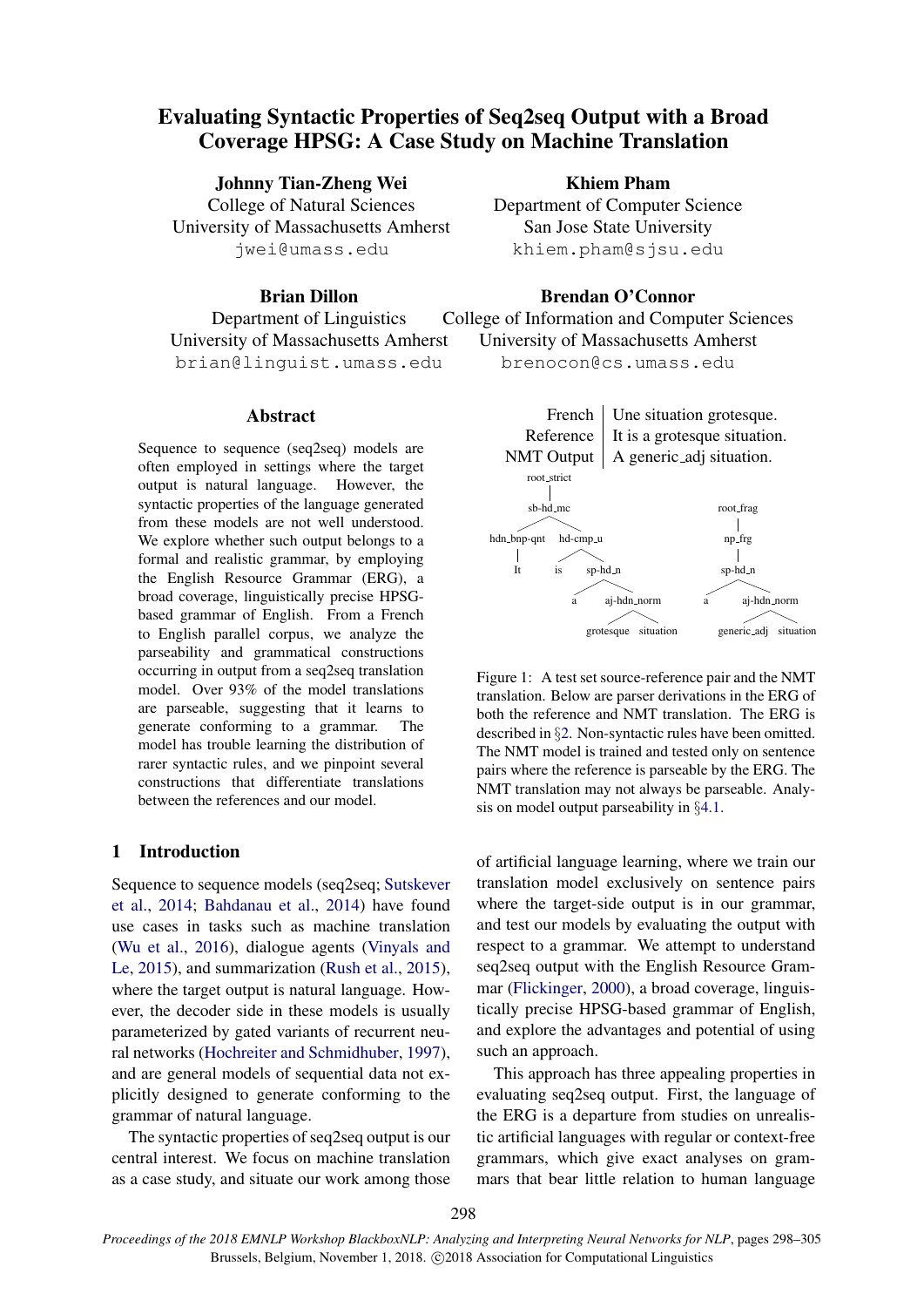# Evaluating Syntactic Properties of Seq2seq Output with a Broad Coverage HPSG: A Case Study on Machine Translation

**Johnny Tian-Zheng Wei**
College of Natural Sciences
University of Massachusetts Amherst
jwei@umass.edu

**Khiem Pham**
Department of Computer Science
San Jose State University
khiem.pham@sjsu.edu

**Brian Dillon**
Department of Linguistics
University of Massachusetts Amherst
brian@linguist.umass.edu

**Brendan O'Connor**
College of Information and Computer Sciences
University of Massachusetts Amherst
brenocon@cs.umass.edu

## Abstract

Sequence to sequence (seq2seq) models are often employed in settings where the target output is natural language. However, the syntactic properties of the language generated from these models are not well understood. We explore whether such output belongs to a formal and realistic grammar, by employing the English Resource Grammar (ERG), a broad coverage, linguistically precise HPSG-based grammar of English. From a French to English parallel corpus, we analyze the parseability and grammatical constructions occurring in output from a seq2seq translation model. Over 93% of the model translations are parseable, suggesting that it learns to generate conforming to a grammar. The model has trouble learning the distribution of rarer syntactic rules, and we pinpoint several constructions that differentiate translations between the references and our model.

| | |
|---|---|
| French | Une situation grotesque. |
| Reference | It is a grotesque situation. |
| NMT Output | A generic_adj situation. |

```
root_strict
    |
sb-hd_mc
  ├── hdn_bnp-qnt
  │     └── It
  └── hd-cmp_u
        ├── is
        └── sp-hd_n
              ├── a
              └── aj-hdn_norm
                    ├── grotesque
                    └── situation

root_frag
    |
np_frg
    |
sp-hd_n
  ├── a
  └── aj-hdn_norm
        ├── generic_adj
        └── situation
```

Figure 1: A test set source-reference pair and the NMT translation. Below are parser derivations in the ERG of both the reference and NMT translation. The ERG is described in §2. Non-syntactic rules have been omitted. The NMT model is trained and tested only on sentence pairs where the reference is parseable by the ERG. The NMT translation may not always be parseable. Analysis on model output parseability in §4.1.

## 1 Introduction

Sequence to sequence models (seq2seq; Sutskever et al., 2014; Bahdanau et al., 2014) have found use cases in tasks such as machine translation (Wu et al., 2016), dialogue agents (Vinyals and Le, 2015), and summarization (Rush et al., 2015), where the target output is natural language. However, the decoder side in these models is usually parameterized by gated variants of recurrent neural networks (Hochreiter and Schmidhuber, 1997), and are general models of sequential data not explicitly designed to generate conforming to the grammar of natural language.

The syntactic properties of seq2seq output is our central interest. We focus on machine translation as a case study, and situate our work among those of artificial language learning, where we train our translation model exclusively on sentence pairs where the target-side output is in our grammar, and test our models by evaluating the output with respect to a grammar. We attempt to understand seq2seq output with the English Resource Grammar (Flickinger, 2000), a broad coverage, linguistically precise HPSG-based grammar of English, and explore the advantages and potential of using such an approach.

This approach has three appealing properties in evaluating seq2seq output. First, the language of the ERG is a departure from studies on unrealistic artificial languages with regular or context-free grammars, which give exact analyses on grammars that bear little relation to human language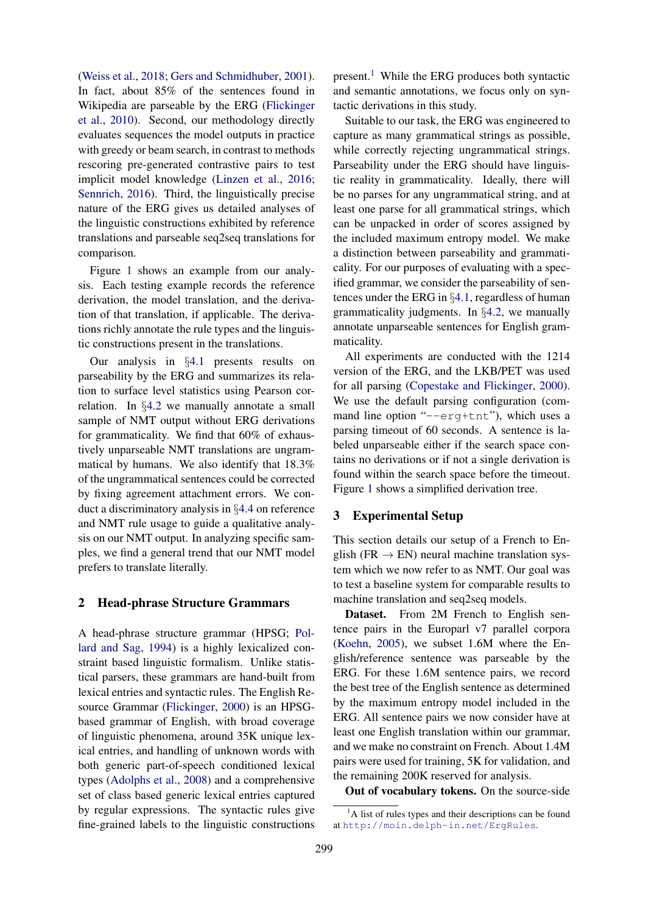(Weiss et al., 2018; Gers and Schmidhuber, 2001). In fact, about 85% of the sentences found in Wikipedia are parseable by the ERG (Flickinger et al., 2010). Second, our methodology directly evaluates sequences the model outputs in practice with greedy or beam search, in contrast to methods rescoring pre-generated contrastive pairs to test implicit model knowledge (Linzen et al., 2016; Sennrich, 2016). Third, the linguistically precise nature of the ERG gives us detailed analyses of the linguistic constructions exhibited by reference translations and parseable seq2seq translations for comparison.

Figure 1 shows an example from our analysis. Each testing example records the reference derivation, the model translation, and the derivation of that translation, if applicable. The derivations richly annotate the rule types and the linguistic constructions present in the translations.

Our analysis in §4.1 presents results on parseability by the ERG and summarizes its relation to surface level statistics using Pearson correlation. In §4.2 we manually annotate a small sample of NMT output without ERG derivations for grammaticality. We find that 60% of exhaustively unparseable NMT translations are ungrammatical by humans. We also identify that 18.3% of the ungrammatical sentences could be corrected by fixing agreement attachment errors. We conduct a discriminatory analysis in §4.4 on reference and NMT rule usage to guide a qualitative analysis on our NMT output. In analyzing specific samples, we find a general trend that our NMT model prefers to translate literally.

## 2 Head-phrase Structure Grammars

A head-phrase structure grammar (HPSG; Pollard and Sag, 1994) is a highly lexicalized constraint based linguistic formalism. Unlike statistical parsers, these grammars are hand-built from lexical entries and syntactic rules. The English Resource Grammar (Flickinger, 2000) is an HPSG-based grammar of English, with broad coverage of linguistic phenomena, around 35K unique lexical entries, and handling of unknown words with both generic part-of-speech conditioned lexical types (Adolphs et al., 2008) and a comprehensive set of class based generic lexical entries captured by regular expressions. The syntactic rules give fine-grained labels to the linguistic constructions present.[1] While the ERG produces both syntactic and semantic annotations, we focus only on syntactic derivations in this study.

Suitable to our task, the ERG was engineered to capture as many grammatical strings as possible, while correctly rejecting ungrammatical strings. Parseability under the ERG should have linguistic reality in grammaticality. Ideally, there will be no parses for any ungrammatical string, and at least one parse for all grammatical strings, which can be unpacked in order of scores assigned by the included maximum entropy model. We make a distinction between parseability and grammaticality. For our purposes of evaluating with a specified grammar, we consider the parseability of sentences under the ERG in §4.1, regardless of human grammaticality judgments. In §4.2, we manually annotate unparseable sentences for English grammaticality.

All experiments are conducted with the 1214 version of the ERG, and the LKB/PET was used for all parsing (Copestake and Flickinger, 2000). We use the default parsing configuration (command line option "`--erg+tnt`"), which uses a parsing timeout of 60 seconds. A sentence is labeled unparseable either if the search space contains no derivations or if not a single derivation is found within the search space before the timeout. Figure 1 shows a simplified derivation tree.

## 3 Experimental Setup

This section details our setup of a French to English (FR → EN) neural machine translation system which we now refer to as NMT. Our goal was to test a baseline system for comparable results to machine translation and seq2seq models.

**Dataset.** From 2M French to English sentence pairs in the Europarl v7 parallel corpora (Koehn, 2005), we subset 1.6M where the English/reference sentence was parseable by the ERG. For these 1.6M sentence pairs, we record the best tree of the English sentence as determined by the maximum entropy model included in the ERG. All sentence pairs we now consider have at least one English translation within our grammar, and we make no constraint on French. About 1.4M pairs were used for training, 5K for validation, and the remaining 200K reserved for analysis.

**Out of vocabulary tokens.** On the source-side

[1] A list of rules types and their descriptions can be found at http://moin.delph-in.net/ErgRules.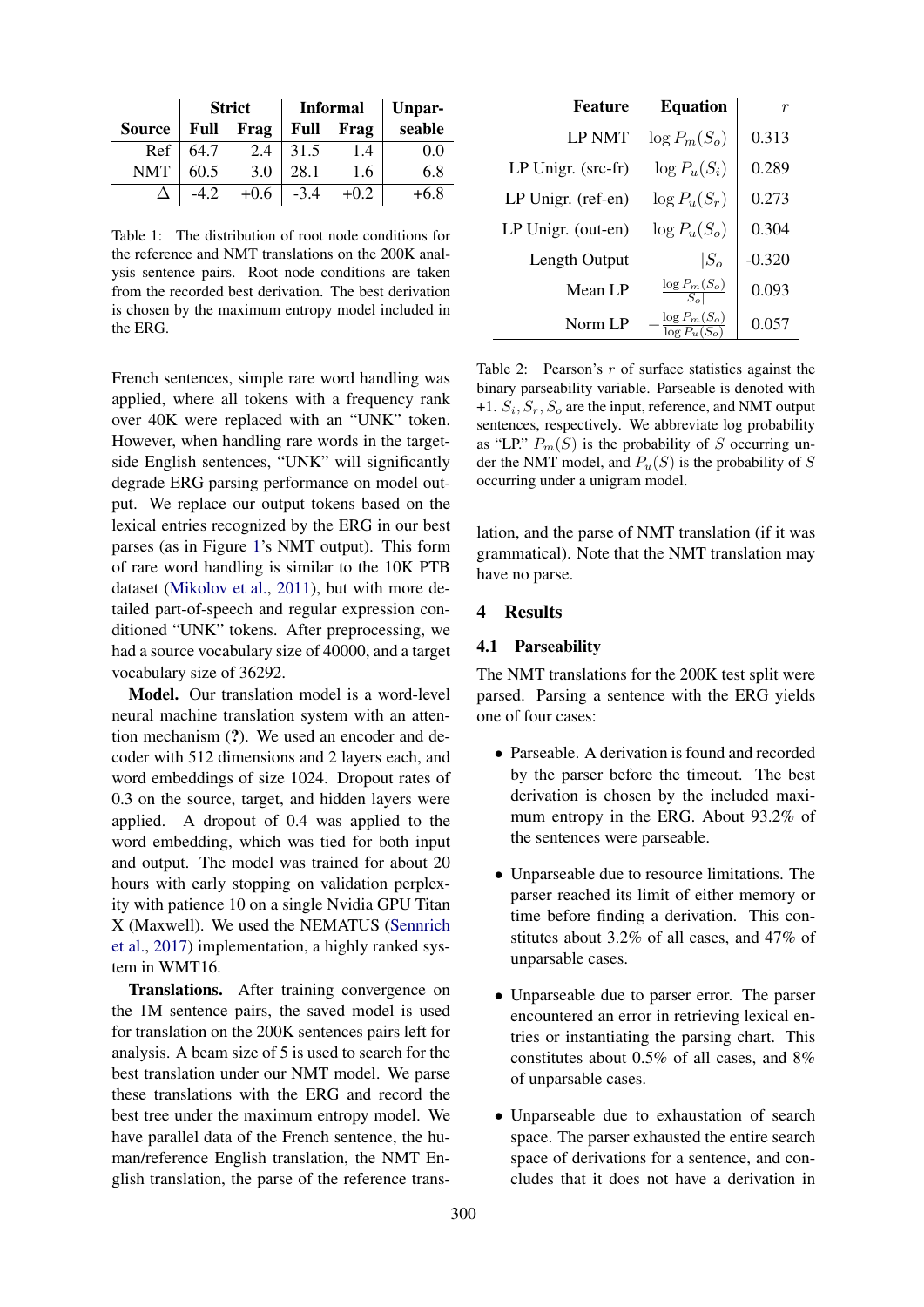| | Strict | | Informal | | Unpar- |
|---|---|---|---|---|---|
| Source | Full | Frag | Full | Frag | seable |
| Ref | 64.7 | 2.4 | 31.5 | 1.4 | 0.0 |
| NMT | 60.5 | 3.0 | 28.1 | 1.6 | 6.8 |
| $\Delta$ | -4.2 | +0.6 | -3.4 | +0.2 | +6.8 |

Table 1: The distribution of root node conditions for the reference and NMT translations on the 200K analysis sentence pairs. Root node conditions are taken from the recorded best derivation. The best derivation is chosen by the maximum entropy model included in the ERG.

French sentences, simple rare word handling was applied, where all tokens with a frequency rank over 40K were replaced with an "UNK" token. However, when handling rare words in the target-side English sentences, "UNK" will significantly degrade ERG parsing performance on model output. We replace our output tokens based on the lexical entries recognized by the ERG in our best parses (as in Figure 1's NMT output). This form of rare word handling is similar to the 10K PTB dataset (Mikolov et al., 2011), but with more detailed part-of-speech and regular expression conditioned "UNK" tokens. After preprocessing, we had a source vocabulary size of 40000, and a target vocabulary size of 36292.

**Model.** Our translation model is a word-level neural machine translation system with an attention mechanism (?). We used an encoder and decoder with 512 dimensions and 2 layers each, and word embeddings of size 1024. Dropout rates of 0.3 on the source, target, and hidden layers were applied. A dropout of 0.4 was applied to the word embedding, which was tied for both input and output. The model was trained for about 20 hours with early stopping on validation perplexity with patience 10 on a single Nvidia GPU Titan X (Maxwell). We used the NEMATUS (Sennrich et al., 2017) implementation, a highly ranked system in WMT16.

**Translations.** After training convergence on the 1M sentence pairs, the saved model is used for translation on the 200K sentences pairs left for analysis. A beam size of 5 is used to search for the best translation under our NMT model. We parse these translations with the ERG and record the best tree under the maximum entropy model. We have parallel data of the French sentence, the human/reference English translation, the NMT English translation, the parse of the reference translation, and the parse of NMT translation (if it was grammatical). Note that the NMT translation may have no parse.

| Feature | Equation | $r$ |
|---|---|---|
| LP NMT | $\log P_m(S_o)$ | 0.313 |
| LP Unigr. (src-fr) | $\log P_u(S_i)$ | 0.289 |
| LP Unigr. (ref-en) | $\log P_u(S_r)$ | 0.273 |
| LP Unigr. (out-en) | $\log P_u(S_o)$ | 0.304 |
| Length Output | $\lvert S_o \rvert$ | -0.320 |
| Mean LP | $\frac{\log P_m(S_o)}{\lvert S_o \rvert}$ | 0.093 |
| Norm LP | $-\frac{\log P_m(S_o)}{\log P_u(S_o)}$ | 0.057 |

Table 2: Pearson's $r$ of surface statistics against the binary parseability variable. Parseable is denoted with +1. $S_i, S_r, S_o$ are the input, reference, and NMT output sentences, respectively. We abbreviate log probability as "LP." $P_m(S)$ is the probability of $S$ occurring under the NMT model, and $P_u(S)$ is the probability of $S$ occurring under a unigram model.

## 4 Results

### 4.1 Parseability

The NMT translations for the 200K test split were parsed. Parsing a sentence with the ERG yields one of four cases:

- Parseable. A derivation is found and recorded by the parser before the timeout. The best derivation is chosen by the included maximum entropy in the ERG. About 93.2% of the sentences were parseable.
- Unparseable due to resource limitations. The parser reached its limit of either memory or time before finding a derivation. This constitutes about 3.2% of all cases, and 47% of unparsable cases.
- Unparseable due to parser error. The parser encountered an error in retrieving lexical entries or instantiating the parsing chart. This constitutes about 0.5% of all cases, and 8% of unparsable cases.
- Unparseable due to exhaustation of search space. The parser exhausted the entire search space of derivations for a sentence, and concludes that it does not have a derivation in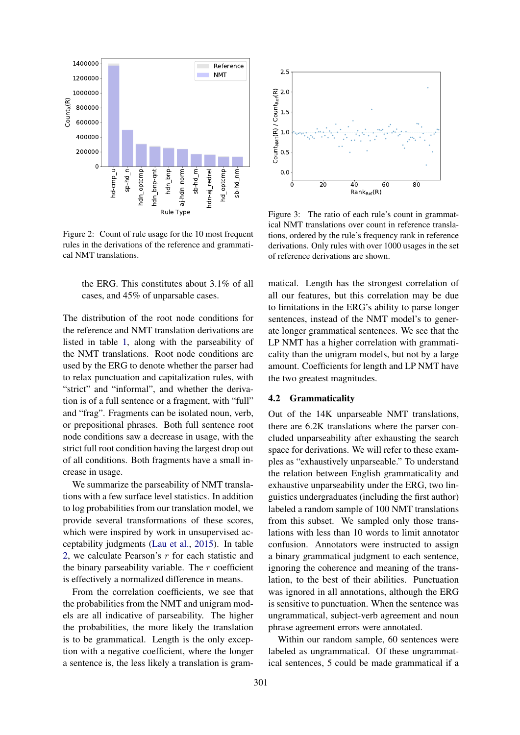Figure 2: Count of rule usage for the 10 most frequent rules in the derivations of the reference and grammatical NMT translations.

Figure 3: The ratio of each rule's count in grammatical NMT translations over count in reference translations, ordered by the rule's frequency rank in reference derivations. Only rules with over 1000 usages in the set of reference derivations are shown.

> the ERG. This constitutes about 3.1% of all cases, and 45% of unparsable cases.

The distribution of the root node conditions for the reference and NMT translation derivations are listed in table 1, along with the parseability of the NMT translations. Root node conditions are used by the ERG to denote whether the parser had to relax punctuation and capitalization rules, with "strict" and "informal", and whether the derivation is of a full sentence or a fragment, with "full" and "frag". Fragments can be isolated noun, verb, or prepositional phrases. Both full sentence root node conditions saw a decrease in usage, with the strict full root condition having the largest drop out of all conditions. Both fragments have a small increase in usage.

We summarize the parseability of NMT translations with a few surface level statistics. In addition to log probabilities from our translation model, we provide several transformations of these scores, which were inspired by work in unsupervised acceptability judgments (Lau et al., 2015). In table 2, we calculate Pearson's $r$ for each statistic and the binary parseability variable. The $r$ coefficient is effectively a normalized difference in means.

From the correlation coefficients, we see that the probabilities from the NMT and unigram models are all indicative of parseability. The higher the probabilities, the more likely the translation is to be grammatical. Length is the only exception with a negative coefficient, where the longer a sentence is, the less likely a translation is grammatical. Length has the strongest correlation of all our features, but this correlation may be due to limitations in the ERG's ability to parse longer sentences, instead of the NMT model's to generate longer grammatical sentences. We see that the LP NMT has a higher correlation with grammaticality than the unigram models, but not by a large amount. Coefficients for length and LP NMT have the two greatest magnitudes.

## 4.2 Grammaticality

Out of the 14K unparseable NMT translations, there are 6.2K translations where the parser concluded unparseability after exhausting the search space for derivations. We will refer to these examples as "exhaustively unparseable." To understand the relation between English grammaticality and exhaustive unparseability under the ERG, two linguistics undergraduates (including the first author) labeled a random sample of 100 NMT translations from this subset. We sampled only those translations with less than 10 words to limit annotator confusion. Annotators were instructed to assign a binary grammatical judgment to each sentence, ignoring the coherence and meaning of the translation, to the best of their abilities. Punctuation was ignored in all annotations, although the ERG is sensitive to punctuation. When the sentence was ungrammatical, subject-verb agreement and noun phrase agreement errors were annotated.

Within our random sample, 60 sentences were labeled as ungrammatical. Of these ungrammatical sentences, 5 could be made grammatical if a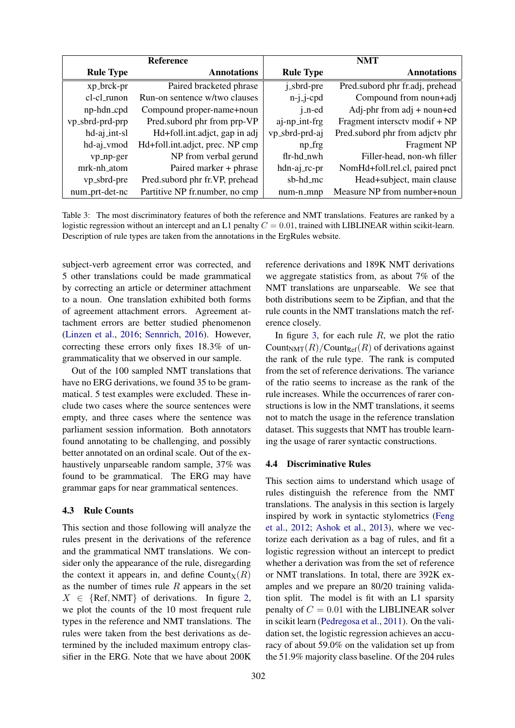| Reference | | NMT | |
|---|---|---|---|
| **Rule Type** | **Annotations** | **Rule Type** | **Annotations** |
| xp_brck-pr | Paired bracketed phrase | j_sbrd-pre | Pred.subord phr fr.adj, prehead |
| cl-cl_runon | Run-on sentence w/two clauses | n-j_j-cpd | Compound from noun+adj |
| np-hdn_cpd | Compound proper-name+noun | j_n-ed | Adj-phr from adj + noun+ed |
| vp_sbrd-prd-prp | Pred.subord phr from prp-VP | aj-np_int-frg | Fragment intersctv modif + NP |
| hd-aj_int-sl | Hd+foll.int.adjct, gap in adj | vp_sbrd-prd-aj | Pred.subord phr from adjctv phr |
| hd-aj_vmod | Hd+foll.int.adjct, prec. NP cmp | np_frg | Fragment NP |
| vp_np-ger | NP from verbal gerund | flr-hd_nwh | Filler-head, non-wh filler |
| mrk-nh_atom | Paired marker + phrase | hdn-aj_rc-pr | NomHd+foll.rel.cl, paired pnct |
| vp_sbrd-pre | Pred.subord phr fr.VP, prehead | sb-hd_mc | Head+subject, main clause |
| num_prt-det-nc | Partitive NP fr.number, no cmp | num-n_mnp | Measure NP from number+noun |

Table 3: The most discriminatory features of both the reference and NMT translations. Features are ranked by a logistic regression without an intercept and an L1 penalty $C = 0.01$, trained with LIBLINEAR within scikit-learn. Description of rule types are taken from the annotations in the ErgRules website.

subject-verb agreement error was corrected, and 5 other translations could be made grammatical by correcting an article or determiner attachment to a noun. One translation exhibited both forms of agreement attachment errors. Agreement attachment errors are better studied phenomenon (Linzen et al., 2016; Sennrich, 2016). However, correcting these errors only fixes 18.3% of ungrammaticality that we observed in our sample.

Out of the 100 sampled NMT translations that have no ERG derivations, we found 35 to be grammatical. 5 test examples were excluded. These include two cases where the source sentences were empty, and three cases where the sentence was parliament session information. Both annotators found annotating to be challenging, and possibly better annotated on an ordinal scale. Out of the exhaustively unparseable random sample, 37% was found to be grammatical. The ERG may have grammar gaps for near grammatical sentences.

### 4.3 Rule Counts

This section and those following will analyze the rules present in the derivations of the reference and the grammatical NMT translations. We consider only the appearance of the rule, disregarding the context it appears in, and define $\text{Count}_{\text{X}}(R)$ as the number of times rule $R$ appears in the set $X \in \{\text{Ref}, \text{NMT}\}$ of derivations. In figure 2, we plot the counts of the 10 most frequent rule types in the reference and NMT translations. The rules were taken from the best derivations as determined by the included maximum entropy classifier in the ERG. Note that we have about 200K reference derivations and 189K NMT derivations we aggregate statistics from, as about 7% of the NMT translations are unparseable. We see that both distributions seem to be Zipfian, and that the rule counts in the NMT translations match the reference closely.

In figure 3, for each rule $R$, we plot the ratio $\text{Count}_{\text{NMT}}(R)/\text{Count}_{\text{Ref}}(R)$ of derivations against the rank of the rule type. The rank is computed from the set of reference derivations. The variance of the ratio seems to increase as the rank of the rule increases. While the occurrences of rarer constructions is low in the NMT translations, it seems not to match the usage in the reference translation dataset. This suggests that NMT has trouble learning the usage of rarer syntactic constructions.

### 4.4 Discriminative Rules

This section aims to understand which usage of rules distinguish the reference from the NMT translations. The analysis in this section is largely inspired by work in syntactic stylometrics (Feng et al., 2012; Ashok et al., 2013), where we vectorize each derivation as a bag of rules, and fit a logistic regression without an intercept to predict whether a derivation was from the set of reference or NMT translations. In total, there are 392K examples and we prepare an 80/20 training validation split. The model is fit with an L1 sparsity penalty of $C = 0.01$ with the LIBLINEAR solver in scikit learn (Pedregosa et al., 2011). On the validation set, the logistic regression achieves an accuracy of about 59.0% on the validation set up from the 51.9% majority class baseline. Of the 204 rules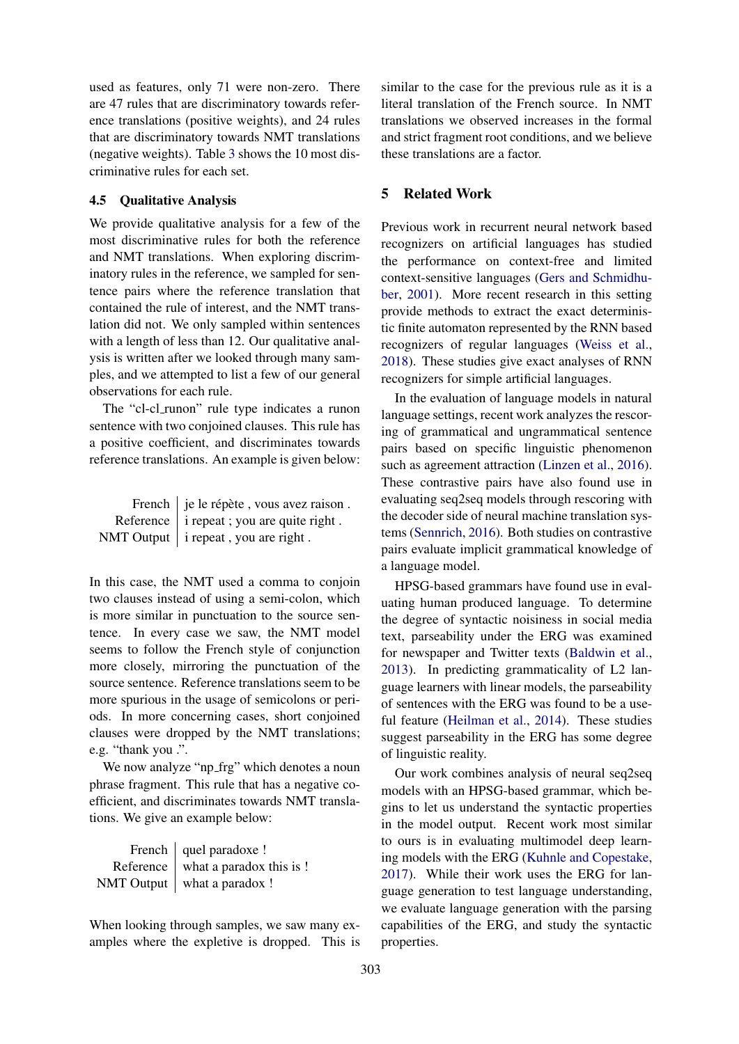used as features, only 71 were non-zero. There are 47 rules that are discriminatory towards reference translations (positive weights), and 24 rules that are discriminatory towards NMT translations (negative weights). Table 3 shows the 10 most discriminative rules for each set.

### 4.5 Qualitative Analysis

We provide qualitative analysis for a few of the most discriminative rules for both the reference and NMT translations. When exploring discriminatory rules in the reference, we sampled for sentence pairs where the reference translation that contained the rule of interest, and the NMT translation did not. We only sampled within sentences with a length of less than 12. Our qualitative analysis is written after we looked through many samples, and we attempted to list a few of our general observations for each rule.

The "cl-cl_runon" rule type indicates a runon sentence with two conjoined clauses. This rule has a positive coefficient, and discriminates towards reference translations. An example is given below:

| | |
|---|---|
| French | je le répète , vous avez raison . |
| Reference | i repeat ; you are quite right . |
| NMT Output | i repeat , you are right . |

In this case, the NMT used a comma to conjoin two clauses instead of using a semi-colon, which is more similar in punctuation to the source sentence. In every case we saw, the NMT model seems to follow the French style of conjunction more closely, mirroring the punctuation of the source sentence. Reference translations seem to be more spurious in the usage of semicolons or periods. In more concerning cases, short conjoined clauses were dropped by the NMT translations; e.g. "thank you .".

We now analyze "np_frg" which denotes a noun phrase fragment. This rule that has a negative coefficient, and discriminates towards NMT translations. We give an example below:

| | |
|---|---|
| French | quel paradoxe ! |
| Reference | what a paradox this is ! |
| NMT Output | what a paradox ! |

When looking through samples, we saw many examples where the expletive is dropped. This is similar to the case for the previous rule as it is a literal translation of the French source. In NMT translations we observed increases in the formal and strict fragment root conditions, and we believe these translations are a factor.

## 5 Related Work

Previous work in recurrent neural network based recognizers on artificial languages has studied the performance on context-free and limited context-sensitive languages (Gers and Schmidhuber, 2001). More recent research in this setting provide methods to extract the exact deterministic finite automaton represented by the RNN based recognizers of regular languages (Weiss et al., 2018). These studies give exact analyses of RNN recognizers for simple artificial languages.

In the evaluation of language models in natural language settings, recent work analyzes the rescoring of grammatical and ungrammatical sentence pairs based on specific linguistic phenomenon such as agreement attraction (Linzen et al., 2016). These contrastive pairs have also found use in evaluating seq2seq models through rescoring with the decoder side of neural machine translation systems (Sennrich, 2016). Both studies on contrastive pairs evaluate implicit grammatical knowledge of a language model.

HPSG-based grammars have found use in evaluating human produced language. To determine the degree of syntactic noisiness in social media text, parseability under the ERG was examined for newspaper and Twitter texts (Baldwin et al., 2013). In predicting grammaticality of L2 language learners with linear models, the parseability of sentences with the ERG was found to be a useful feature (Heilman et al., 2014). These studies suggest parseability in the ERG has some degree of linguistic reality.

Our work combines analysis of neural seq2seq models with an HPSG-based grammar, which begins to let us understand the syntactic properties in the model output. Recent work most similar to ours is in evaluating multimodel deep learning models with the ERG (Kuhnle and Copestake, 2017). While their work uses the ERG for language generation to test language understanding, we evaluate language generation with the parsing capabilities of the ERG, and study the syntactic properties.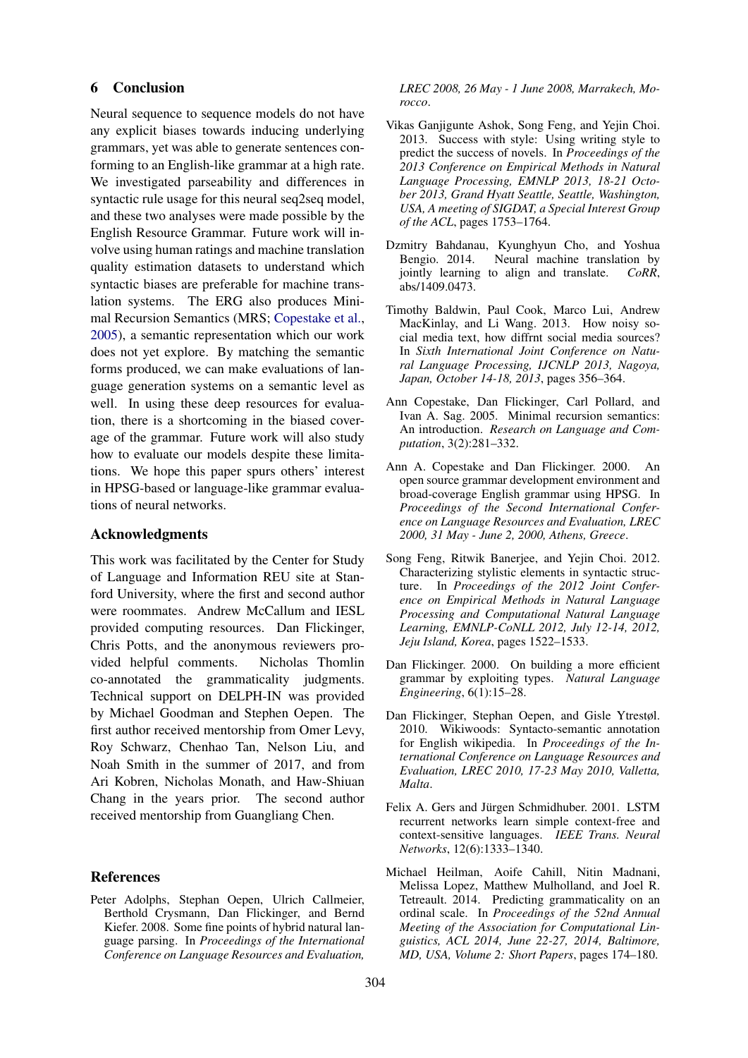## 6 Conclusion

Neural sequence to sequence models do not have any explicit biases towards inducing underlying grammars, yet was able to generate sentences conforming to an English-like grammar at a high rate. We investigated parseability and differences in syntactic rule usage for this neural seq2seq model, and these two analyses were made possible by the English Resource Grammar. Future work will involve using human ratings and machine translation quality estimation datasets to understand which syntactic biases are preferable for machine translation systems. The ERG also produces Minimal Recursion Semantics (MRS; Copestake et al., 2005), a semantic representation which our work does not yet explore. By matching the semantic forms produced, we can make evaluations of language generation systems on a semantic level as well. In using these deep resources for evaluation, there is a shortcoming in the biased coverage of the grammar. Future work will also study how to evaluate our models despite these limitations. We hope this paper spurs others' interest in HPSG-based or language-like grammar evaluations of neural networks.

## Acknowledgments

This work was facilitated by the Center for Study of Language and Information REU site at Stanford University, where the first and second author were roommates. Andrew McCallum and IESL provided computing resources. Dan Flickinger, Chris Potts, and the anonymous reviewers provided helpful comments. Nicholas Thomlin co-annotated the grammaticality judgments. Technical support on DELPH-IN was provided by Michael Goodman and Stephen Oepen. The first author received mentorship from Omer Levy, Roy Schwarz, Chenhao Tan, Nelson Liu, and Noah Smith in the summer of 2017, and from Ari Kobren, Nicholas Monath, and Haw-Shiuan Chang in the years prior. The second author received mentorship from Guangliang Chen.

## References

Peter Adolphs, Stephan Oepen, Ulrich Callmeier, Berthold Crysmann, Dan Flickinger, and Bernd Kiefer. 2008. Some fine points of hybrid natural language parsing. In *Proceedings of the International Conference on Language Resources and Evaluation, LREC 2008, 26 May - 1 June 2008, Marrakech, Morocco*.

Vikas Ganjigunte Ashok, Song Feng, and Yejin Choi. 2013. Success with style: Using writing style to predict the success of novels. In *Proceedings of the 2013 Conference on Empirical Methods in Natural Language Processing, EMNLP 2013, 18-21 October 2013, Grand Hyatt Seattle, Seattle, Washington, USA, A meeting of SIGDAT, a Special Interest Group of the ACL*, pages 1753–1764.

Dzmitry Bahdanau, Kyunghyun Cho, and Yoshua Bengio. 2014. Neural machine translation by jointly learning to align and translate. *CoRR*, abs/1409.0473.

Timothy Baldwin, Paul Cook, Marco Lui, Andrew MacKinlay, and Li Wang. 2013. How noisy social media text, how diffrnt social media sources? In *Sixth International Joint Conference on Natural Language Processing, IJCNLP 2013, Nagoya, Japan, October 14-18, 2013*, pages 356–364.

Ann Copestake, Dan Flickinger, Carl Pollard, and Ivan A. Sag. 2005. Minimal recursion semantics: An introduction. *Research on Language and Computation*, 3(2):281–332.

Ann A. Copestake and Dan Flickinger. 2000. An open source grammar development environment and broad-coverage English grammar using HPSG. In *Proceedings of the Second International Conference on Language Resources and Evaluation, LREC 2000, 31 May - June 2, 2000, Athens, Greece*.

Song Feng, Ritwik Banerjee, and Yejin Choi. 2012. Characterizing stylistic elements in syntactic structure. In *Proceedings of the 2012 Joint Conference on Empirical Methods in Natural Language Processing and Computational Natural Language Learning, EMNLP-CoNLL 2012, July 12-14, 2012, Jeju Island, Korea*, pages 1522–1533.

Dan Flickinger. 2000. On building a more efficient grammar by exploiting types. *Natural Language Engineering*, 6(1):15–28.

Dan Flickinger, Stephan Oepen, and Gisle Ytrestøl. 2010. Wikiwoods: Syntacto-semantic annotation for English wikipedia. In *Proceedings of the International Conference on Language Resources and Evaluation, LREC 2010, 17-23 May 2010, Valletta, Malta*.

Felix A. Gers and Jürgen Schmidhuber. 2001. LSTM recurrent networks learn simple context-free and context-sensitive languages. *IEEE Trans. Neural Networks*, 12(6):1333–1340.

Michael Heilman, Aoife Cahill, Nitin Madnani, Melissa Lopez, Matthew Mulholland, and Joel R. Tetreault. 2014. Predicting grammaticality on an ordinal scale. In *Proceedings of the 52nd Annual Meeting of the Association for Computational Linguistics, ACL 2014, June 22-27, 2014, Baltimore, MD, USA, Volume 2: Short Papers*, pages 174–180.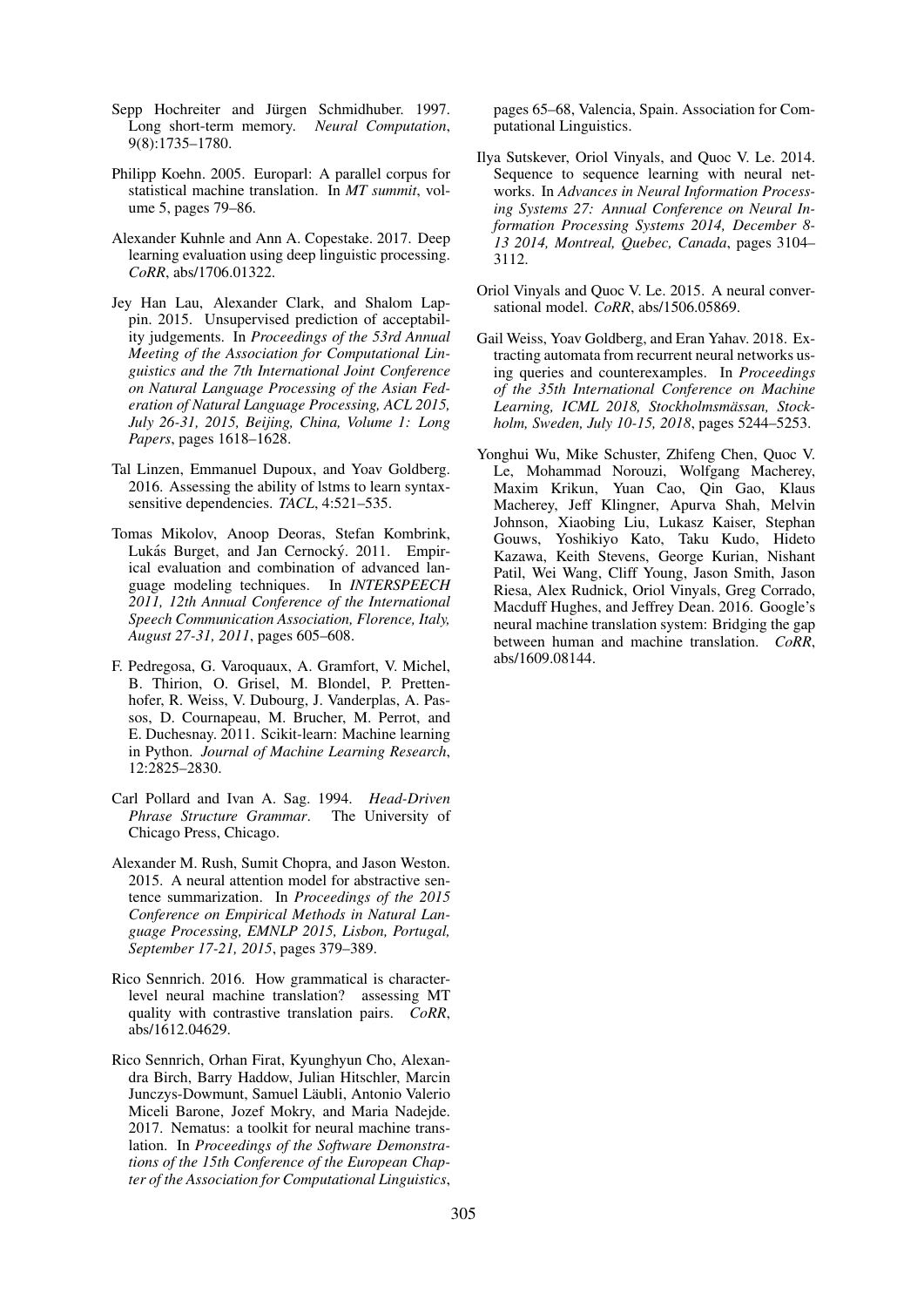Sepp Hochreiter and Jürgen Schmidhuber. 1997. Long short-term memory. *Neural Computation*, 9(8):1735–1780.

Philipp Koehn. 2005. Europarl: A parallel corpus for statistical machine translation. In *MT summit*, volume 5, pages 79–86.

Alexander Kuhnle and Ann A. Copestake. 2017. Deep learning evaluation using deep linguistic processing. *CoRR*, abs/1706.01322.

Jey Han Lau, Alexander Clark, and Shalom Lappin. 2015. Unsupervised prediction of acceptability judgements. In *Proceedings of the 53rd Annual Meeting of the Association for Computational Linguistics and the 7th International Joint Conference on Natural Language Processing of the Asian Federation of Natural Language Processing, ACL 2015, July 26-31, 2015, Beijing, China, Volume 1: Long Papers*, pages 1618–1628.

Tal Linzen, Emmanuel Dupoux, and Yoav Goldberg. 2016. Assessing the ability of lstms to learn syntax-sensitive dependencies. *TACL*, 4:521–535.

Tomas Mikolov, Anoop Deoras, Stefan Kombrink, Lukás Burget, and Jan Cernocký. 2011. Empirical evaluation and combination of advanced language modeling techniques. In *INTERSPEECH 2011, 12th Annual Conference of the International Speech Communication Association, Florence, Italy, August 27-31, 2011*, pages 605–608.

F. Pedregosa, G. Varoquaux, A. Gramfort, V. Michel, B. Thirion, O. Grisel, M. Blondel, P. Prettenhofer, R. Weiss, V. Dubourg, J. Vanderplas, A. Passos, D. Cournapeau, M. Brucher, M. Perrot, and E. Duchesnay. 2011. Scikit-learn: Machine learning in Python. *Journal of Machine Learning Research*, 12:2825–2830.

Carl Pollard and Ivan A. Sag. 1994. *Head-Driven Phrase Structure Grammar*. The University of Chicago Press, Chicago.

Alexander M. Rush, Sumit Chopra, and Jason Weston. 2015. A neural attention model for abstractive sentence summarization. In *Proceedings of the 2015 Conference on Empirical Methods in Natural Language Processing, EMNLP 2015, Lisbon, Portugal, September 17-21, 2015*, pages 379–389.

Rico Sennrich. 2016. How grammatical is character-level neural machine translation? assessing MT quality with contrastive translation pairs. *CoRR*, abs/1612.04629.

Rico Sennrich, Orhan Firat, Kyunghyun Cho, Alexandra Birch, Barry Haddow, Julian Hitschler, Marcin Junczys-Dowmunt, Samuel Läubli, Antonio Valerio Miceli Barone, Jozef Mokry, and Maria Nadejde. 2017. Nematus: a toolkit for neural machine translation. In *Proceedings of the Software Demonstrations of the 15th Conference of the European Chapter of the Association for Computational Linguistics*, pages 65–68, Valencia, Spain. Association for Computational Linguistics.

Ilya Sutskever, Oriol Vinyals, and Quoc V. Le. 2014. Sequence to sequence learning with neural networks. In *Advances in Neural Information Processing Systems 27: Annual Conference on Neural Information Processing Systems 2014, December 8-13 2014, Montreal, Quebec, Canada*, pages 3104–3112.

Oriol Vinyals and Quoc V. Le. 2015. A neural conversational model. *CoRR*, abs/1506.05869.

Gail Weiss, Yoav Goldberg, and Eran Yahav. 2018. Extracting automata from recurrent neural networks using queries and counterexamples. In *Proceedings of the 35th International Conference on Machine Learning, ICML 2018, Stockholmsmässan, Stockholm, Sweden, July 10-15, 2018*, pages 5244–5253.

Yonghui Wu, Mike Schuster, Zhifeng Chen, Quoc V. Le, Mohammad Norouzi, Wolfgang Macherey, Maxim Krikun, Yuan Cao, Qin Gao, Klaus Macherey, Jeff Klingner, Apurva Shah, Melvin Johnson, Xiaobing Liu, Lukasz Kaiser, Stephan Gouws, Yoshikiyo Kato, Taku Kudo, Hideto Kazawa, Keith Stevens, George Kurian, Nishant Patil, Wei Wang, Cliff Young, Jason Smith, Jason Riesa, Alex Rudnick, Oriol Vinyals, Greg Corrado, Macduff Hughes, and Jeffrey Dean. 2016. Google's neural machine translation system: Bridging the gap between human and machine translation. *CoRR*, abs/1609.08144.